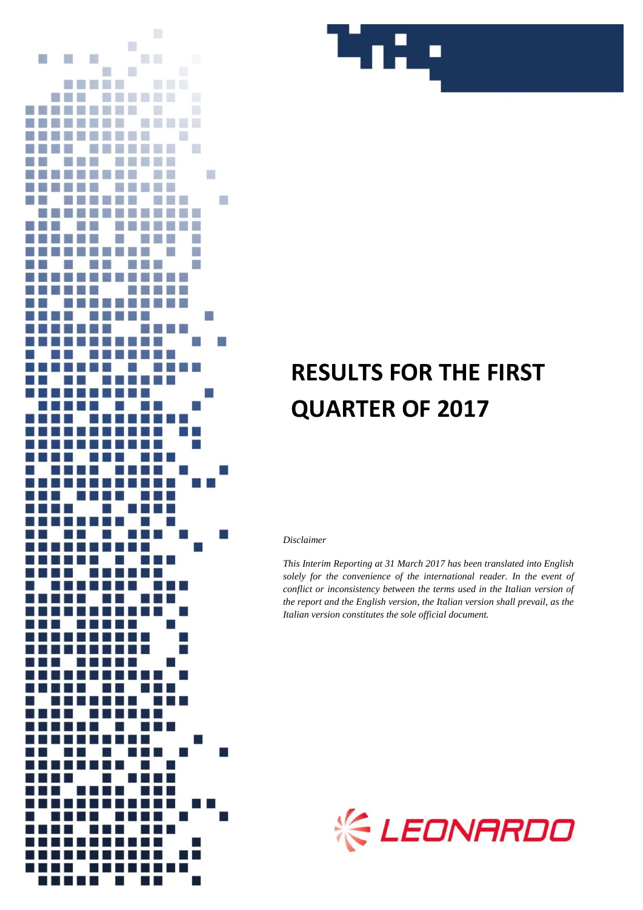# RESULTS FOR THE FIRST QUARTER OF 2017

*Disclaimer*

*This Interim Reporting at 31 March 2017 has been translated into English solely for the convenience of the international reader. In the event of conflict or inconsistency between the terms used in the Italian version of the report and the English version, the Italian version shall prevail, as the Italian version constitutes the sole official document.*

LEONARDO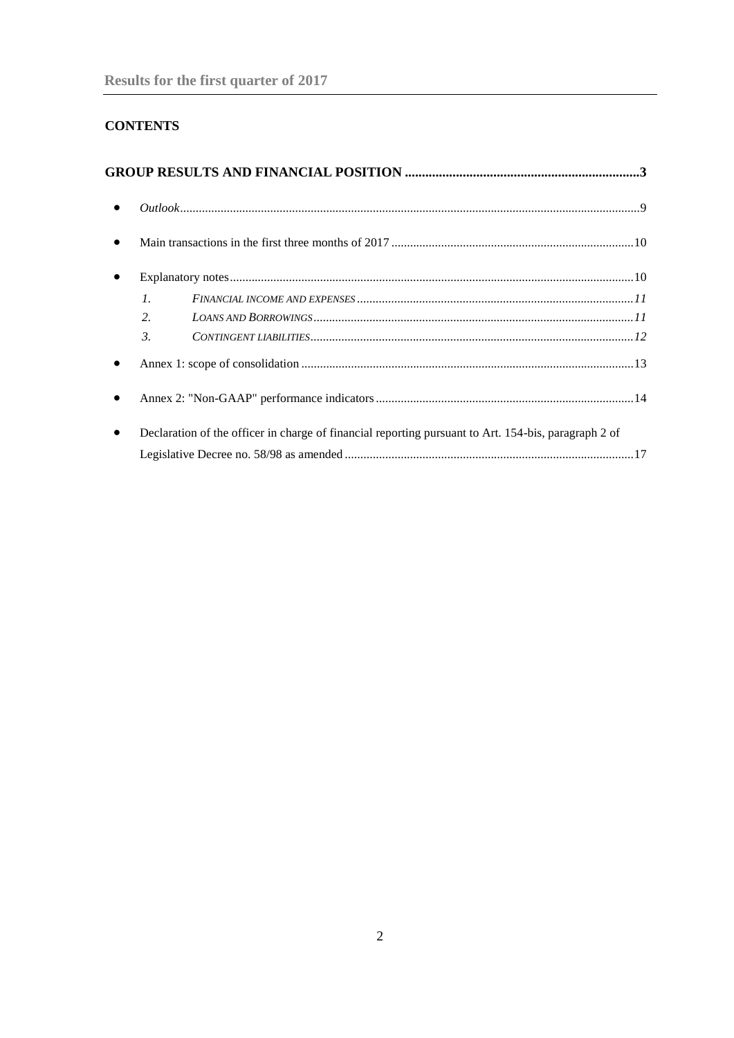## CONTENTS

**GROUP RESULTS AND FINANCIAL POSITION ....................................................................3**

- *Outlook*...................................................................................................................................9
- Main transactions in the first three months of 2017 .............................................................................10
- Explanatory notes.................................................................................................................10
    1. *FINANCIAL INCOME AND EXPENSES* ........................................................................................*11*
    2. *LOANS AND BORROWINGS*......................................................................................................*11*
    3. *CONTINGENT LIABILITIES*.......................................................................................................*12*
- Annex 1: scope of consolidation ..........................................................................................................13
- Annex 2: "Non-GAAP" performance indicators ..................................................................................14
- Declaration of the officer in charge of financial reporting pursuant to Art. 154-bis, paragraph 2 of Legislative Decree no. 58/98 as amended ............................................................................................17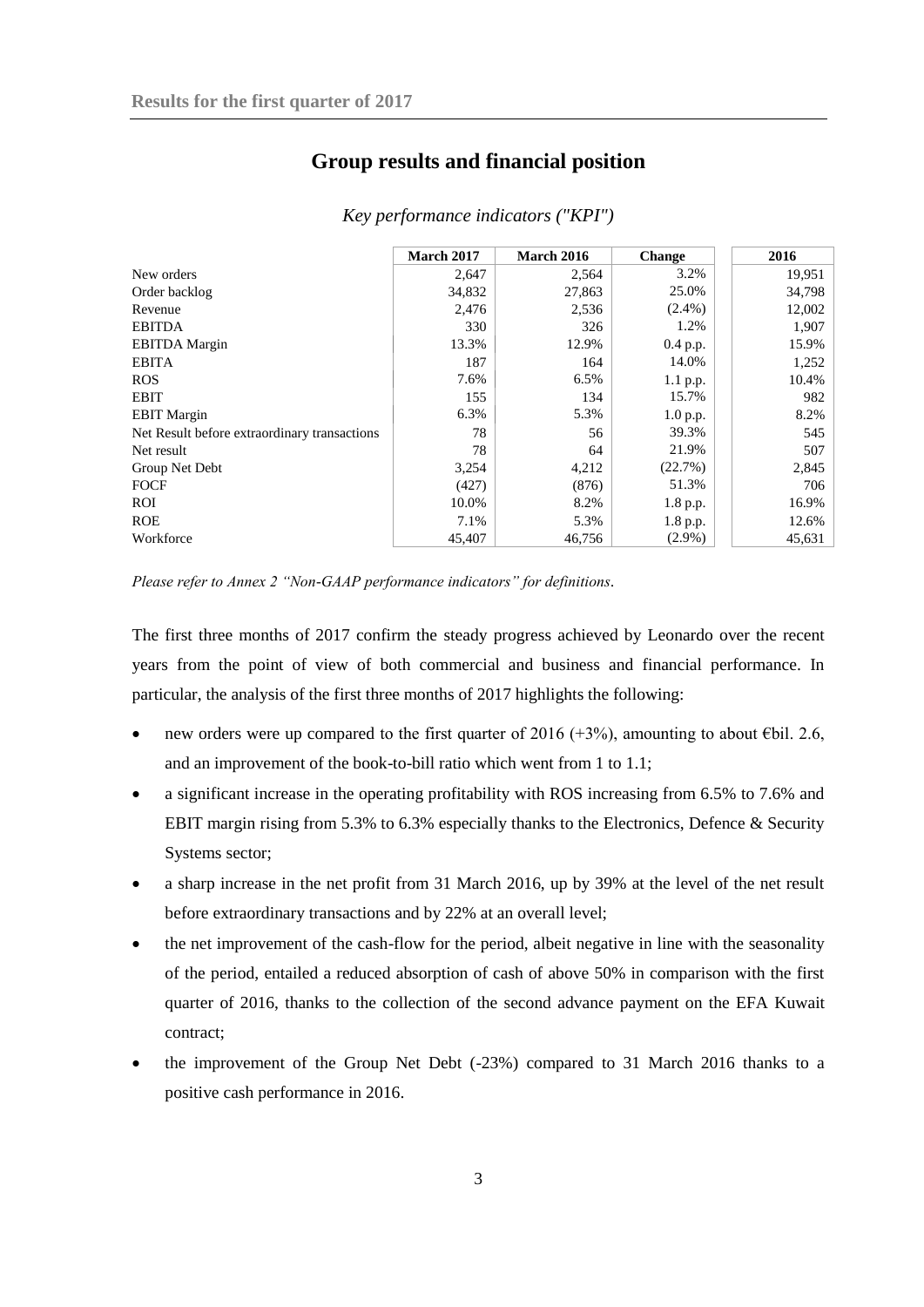## Group results and financial position

*Key performance indicators ("KPI")*

| | March 2017 | March 2016 | Change | 2016 |
|---|---|---|---|---|
| New orders | 2,647 | 2,564 | 3.2% | 19,951 |
| Order backlog | 34,832 | 27,863 | 25.0% | 34,798 |
| Revenue | 2,476 | 2,536 | (2.4%) | 12,002 |
| EBITDA | 330 | 326 | 1.2% | 1,907 |
| EBITDA Margin | 13.3% | 12.9% | 0.4 p.p. | 15.9% |
| EBITA | 187 | 164 | 14.0% | 1,252 |
| ROS | 7.6% | 6.5% | 1.1 p.p. | 10.4% |
| EBIT | 155 | 134 | 15.7% | 982 |
| EBIT Margin | 6.3% | 5.3% | 1.0 p.p. | 8.2% |
| Net Result before extraordinary transactions | 78 | 56 | 39.3% | 545 |
| Net result | 78 | 64 | 21.9% | 507 |
| Group Net Debt | 3,254 | 4,212 | (22.7%) | 2,845 |
| FOCF | (427) | (876) | 51.3% | 706 |
| ROI | 10.0% | 8.2% | 1.8 p.p. | 16.9% |
| ROE | 7.1% | 5.3% | 1.8 p.p. | 12.6% |
| Workforce | 45,407 | 46,756 | (2.9%) | 45,631 |

*Please refer to Annex 2 "Non-GAAP performance indicators" for definitions.*

The first three months of 2017 confirm the steady progress achieved by Leonardo over the recent years from the point of view of both commercial and business and financial performance. In particular, the analysis of the first three months of 2017 highlights the following:

- new orders were up compared to the first quarter of 2016 (+3%), amounting to about €bil. 2.6, and an improvement of the book-to-bill ratio which went from 1 to 1.1;
- a significant increase in the operating profitability with ROS increasing from 6.5% to 7.6% and EBIT margin rising from 5.3% to 6.3% especially thanks to the Electronics, Defence & Security Systems sector;
- a sharp increase in the net profit from 31 March 2016, up by 39% at the level of the net result before extraordinary transactions and by 22% at an overall level;
- the net improvement of the cash-flow for the period, albeit negative in line with the seasonality of the period, entailed a reduced absorption of cash of above 50% in comparison with the first quarter of 2016, thanks to the collection of the second advance payment on the EFA Kuwait contract;
- the improvement of the Group Net Debt (-23%) compared to 31 March 2016 thanks to a positive cash performance in 2016.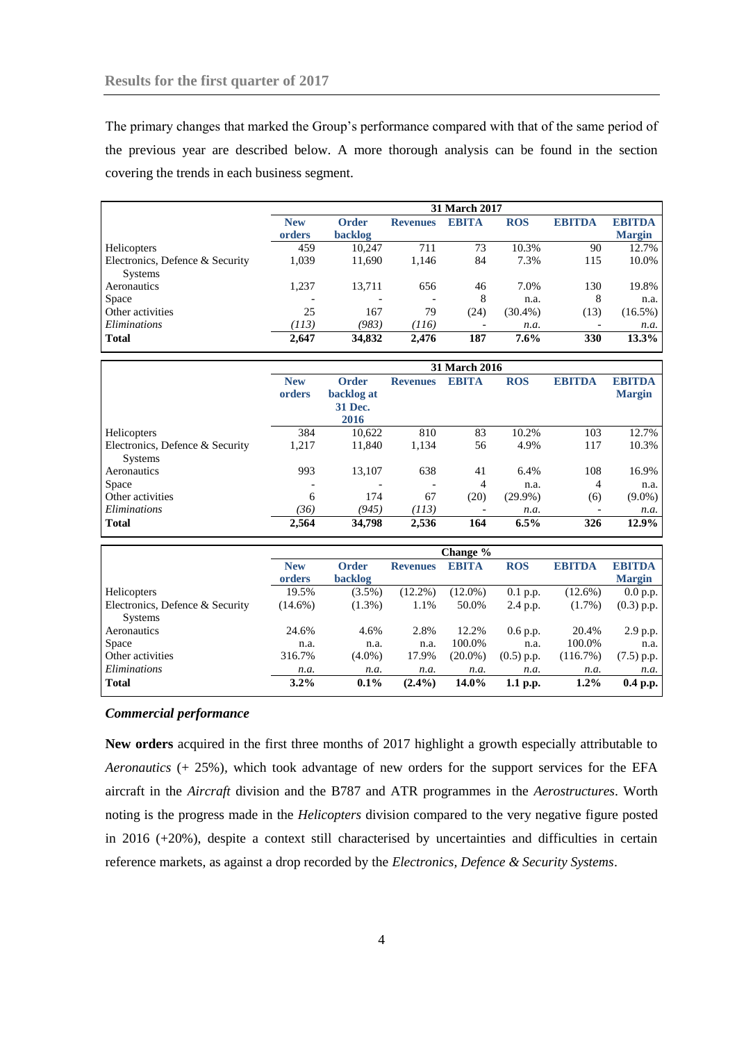## Results for the first quarter of 2017

The primary changes that marked the Group's performance compared with that of the same period of the previous year are described below. A more thorough analysis can be found in the section covering the trends in each business segment.

| | 31 March 2017 | | | | | | |
|---|---|---|---|---|---|---|---|
| | **New orders** | **Order backlog** | **Revenues** | **EBITA** | **ROS** | **EBITDA** | **EBITDA Margin** |
| Helicopters | 459 | 10,247 | 711 | 73 | 10.3% | 90 | 12.7% |
| Electronics, Defence & Security Systems | 1,039 | 11,690 | 1,146 | 84 | 7.3% | 115 | 10.0% |
| Aeronautics | 1,237 | 13,711 | 656 | 46 | 7.0% | 130 | 19.8% |
| Space | - | - | - | 8 | n.a. | 8 | n.a. |
| Other activities | 25 | 167 | 79 | (24) | (30.4%) | (13) | (16.5%) |
| *Eliminations* | *(113)* | *(983)* | *(116)* | - | *n.a.* | - | *n.a.* |
| **Total** | **2,647** | **34,832** | **2,476** | **187** | **7.6%** | **330** | **13.3%** |

| | 31 March 2016 | | | | | | |
|---|---|---|---|---|---|---|---|
| | **New orders** | **Order backlog at 31 Dec. 2016** | **Revenues** | **EBITA** | **ROS** | **EBITDA** | **EBITDA Margin** |
| Helicopters | 384 | 10,622 | 810 | 83 | 10.2% | 103 | 12.7% |
| Electronics, Defence & Security Systems | 1,217 | 11,840 | 1,134 | 56 | 4.9% | 117 | 10.3% |
| Aeronautics | 993 | 13,107 | 638 | 41 | 6.4% | 108 | 16.9% |
| Space | - | - | - | 4 | n.a. | 4 | n.a. |
| Other activities | 6 | 174 | 67 | (20) | (29.9%) | (6) | (9.0%) |
| *Eliminations* | *(36)* | *(945)* | *(113)* | - | *n.a.* | - | *n.a.* |
| **Total** | **2,564** | **34,798** | **2,536** | **164** | **6.5%** | **326** | **12.9%** |

| | Change % | | | | | | |
|---|---|---|---|---|---|---|---|
| | **New orders** | **Order backlog** | **Revenues** | **EBITA** | **ROS** | **EBITDA** | **EBITDA Margin** |
| Helicopters | 19.5% | (3.5%) | (12.2%) | (12.0%) | 0.1 p.p. | (12.6%) | 0.0 p.p. |
| Electronics, Defence & Security Systems | (14.6%) | (1.3%) | 1.1% | 50.0% | 2.4 p.p. | (1.7%) | (0.3) p.p. |
| Aeronautics | 24.6% | 4.6% | 2.8% | 12.2% | 0.6 p.p. | 20.4% | 2.9 p.p. |
| Space | n.a. | n.a. | n.a. | 100.0% | n.a. | 100.0% | n.a. |
| Other activities | 316.7% | (4.0%) | 17.9% | (20.0%) | (0.5) p.p. | (116.7%) | (7.5) p.p. |
| *Eliminations* | *n.a.* | *n.a.* | *n.a.* | *n.a.* | *n.a.* | *n.a.* | *n.a.* |
| **Total** | **3.2%** | **0.1%** | **(2.4%)** | **14.0%** | **1.1 p.p.** | **1.2%** | **0.4 p.p.** |

### *Commercial performance*

**New orders** acquired in the first three months of 2017 highlight a growth especially attributable to *Aeronautics* (+ 25%), which took advantage of new orders for the support services for the EFA aircraft in the *Aircraft* division and the B787 and ATR programmes in the *Aerostructures*. Worth noting is the progress made in the *Helicopters* division compared to the very negative figure posted in 2016 (+20%), despite a context still characterised by uncertainties and difficulties in certain reference markets, as against a drop recorded by the *Electronics, Defence & Security Systems*.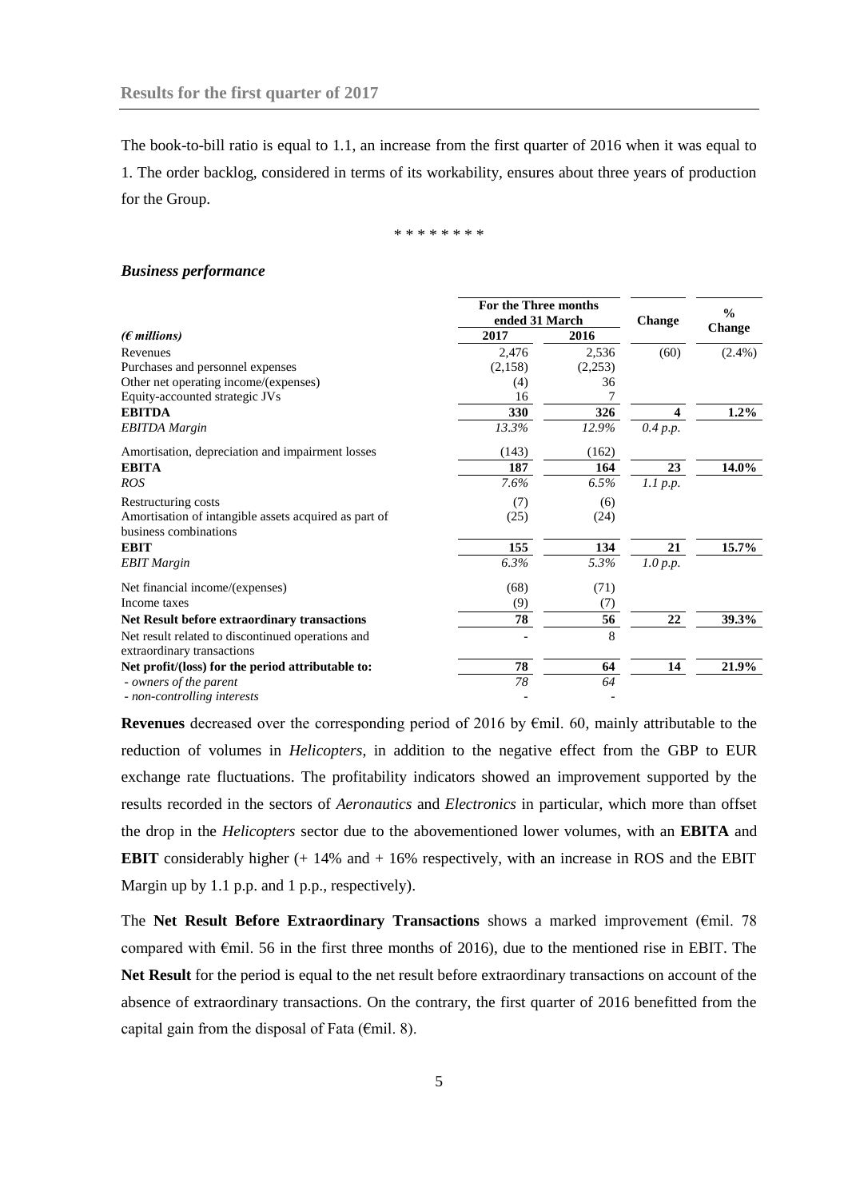The book-to-bill ratio is equal to 1.1, an increase from the first quarter of 2016 when it was equal to 1. The order backlog, considered in terms of its workability, ensures about three years of production for the Group.

\* \* \* \* \* \* \* \*

### *Business performance*

| | For the Three months ended 31 March | | Change | % Change |
|---|---|---|---|---|
| *(€ millions)* | 2017 | 2016 | | |
| Revenues | 2,476 | 2,536 | (60) | (2.4%) |
| Purchases and personnel expenses | (2,158) | (2,253) | | |
| Other net operating income/(expenses) | (4) | 36 | | |
| Equity-accounted strategic JVs | 16 | 7 | | |
| **EBITDA** | **330** | **326** | **4** | **1.2%** |
| *EBITDA Margin* | *13.3%* | *12.9%* | *0.4 p.p.* | |
| Amortisation, depreciation and impairment losses | (143) | (162) | | |
| **EBITA** | **187** | **164** | **23** | **14.0%** |
| *ROS* | *7.6%* | *6.5%* | *1.1 p.p.* | |
| Restructuring costs | (7) | (6) | | |
| Amortisation of intangible assets acquired as part of business combinations | (25) | (24) | | |
| **EBIT** | **155** | **134** | **21** | **15.7%** |
| *EBIT Margin* | *6.3%* | *5.3%* | *1.0 p.p.* | |
| Net financial income/(expenses) | (68) | (71) | | |
| Income taxes | (9) | (7) | | |
| **Net Result before extraordinary transactions** | **78** | **56** | **22** | **39.3%** |
| Net result related to discontinued operations and extraordinary transactions | - | 8 | | |
| **Net profit/(loss) for the period attributable to:** | **78** | **64** | **14** | **21.9%** |
| *- owners of the parent* | *78* | *64* | | |
| *- non-controlling interests* | - | - | | |

**Revenues** decreased over the corresponding period of 2016 by €mil. 60, mainly attributable to the reduction of volumes in *Helicopters*, in addition to the negative effect from the GBP to EUR exchange rate fluctuations. The profitability indicators showed an improvement supported by the results recorded in the sectors of *Aeronautics* and *Electronics* in particular, which more than offset the drop in the *Helicopters* sector due to the abovementioned lower volumes, with an **EBITA** and **EBIT** considerably higher (+ 14% and + 16% respectively, with an increase in ROS and the EBIT Margin up by 1.1 p.p. and 1 p.p., respectively).

The **Net Result Before Extraordinary Transactions** shows a marked improvement (€mil. 78 compared with €mil. 56 in the first three months of 2016), due to the mentioned rise in EBIT. The **Net Result** for the period is equal to the net result before extraordinary transactions on account of the absence of extraordinary transactions. On the contrary, the first quarter of 2016 benefitted from the capital gain from the disposal of Fata (€mil. 8).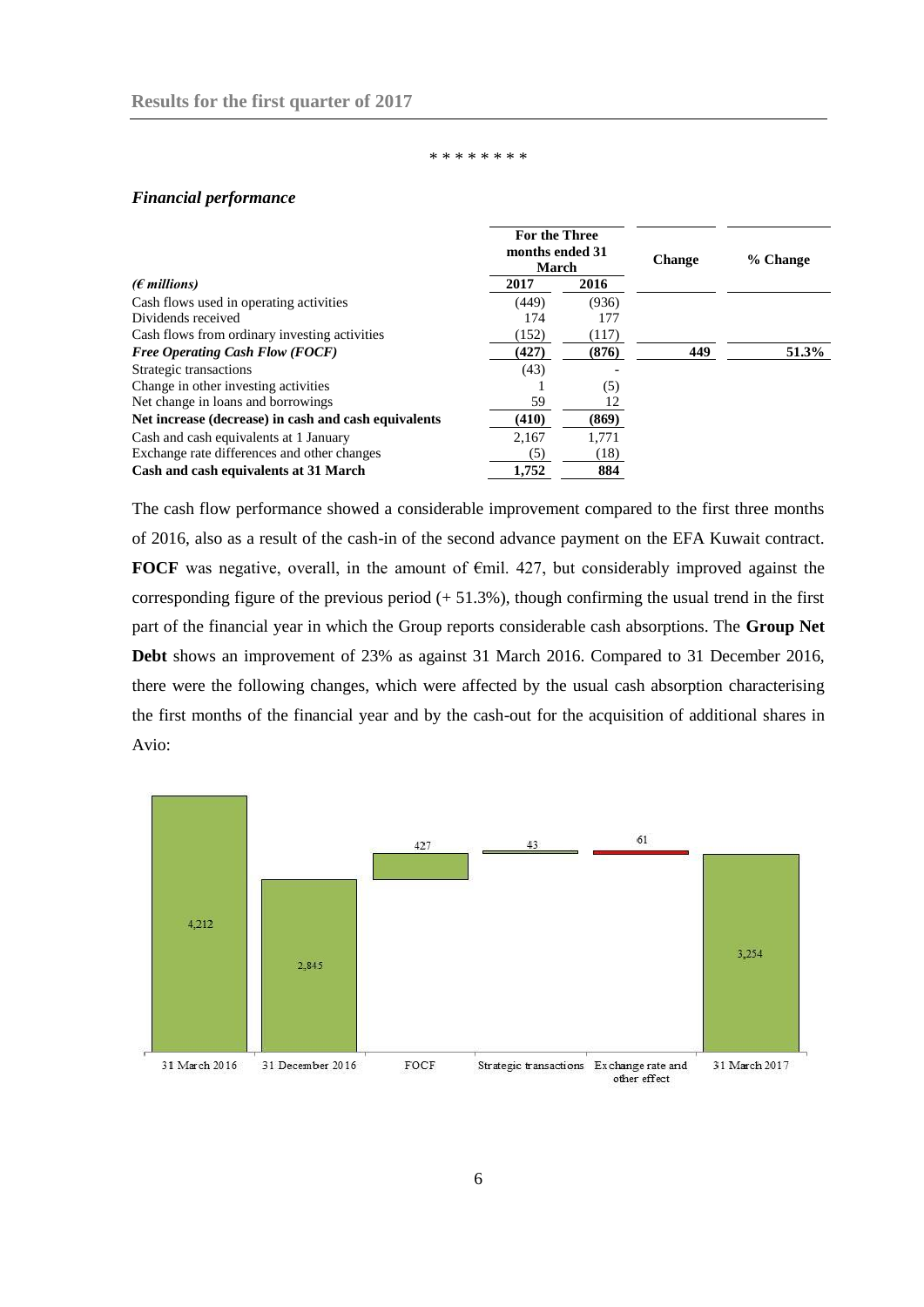\* \* \* \* \* \* \* \*

### *Financial performance*

| *(€ millions)* | For the Three months ended 31 March 2017 | 2016 | Change | % Change |
|---|---|---|---|---|
| Cash flows used in operating activities | (449) | (936) | | |
| Dividends received | 174 | 177 | | |
| Cash flows from ordinary investing activities | (152) | (117) | | |
| ***Free Operating Cash Flow (FOCF)*** | **(427)** | **(876)** | **449** | **51.3%** |
| Strategic transactions | (43) | - | | |
| Change in other investing activities | 1 | (5) | | |
| Net change in loans and borrowings | 59 | 12 | | |
| **Net increase (decrease) in cash and cash equivalents** | **(410)** | **(869)** | | |
| Cash and cash equivalents at 1 January | 2,167 | 1,771 | | |
| Exchange rate differences and other changes | (5) | (18) | | |
| **Cash and cash equivalents at 31 March** | **1,752** | **884** | | |

The cash flow performance showed a considerable improvement compared to the first three months of 2016, also as a result of the cash-in of the second advance payment on the EFA Kuwait contract. **FOCF** was negative, overall, in the amount of €mil. 427, but considerably improved against the corresponding figure of the previous period (+ 51.3%), though confirming the usual trend in the first part of the financial year in which the Group reports considerable cash absorptions. The **Group Net Debt** shows an improvement of 23% as against 31 March 2016. Compared to 31 December 2016, there were the following changes, which were affected by the usual cash absorption characterising the first months of the financial year and by the cash-out for the acquisition of additional shares in Avio:

| 31 March 2016 | 31 December 2016 | FOCF | Strategic transactions | Exchange rate and other effect | 31 March 2017 |
|---|---|---|---|---|---|
| 4,212 | 2,845 | 427 | 43 | (61) | 3,254 |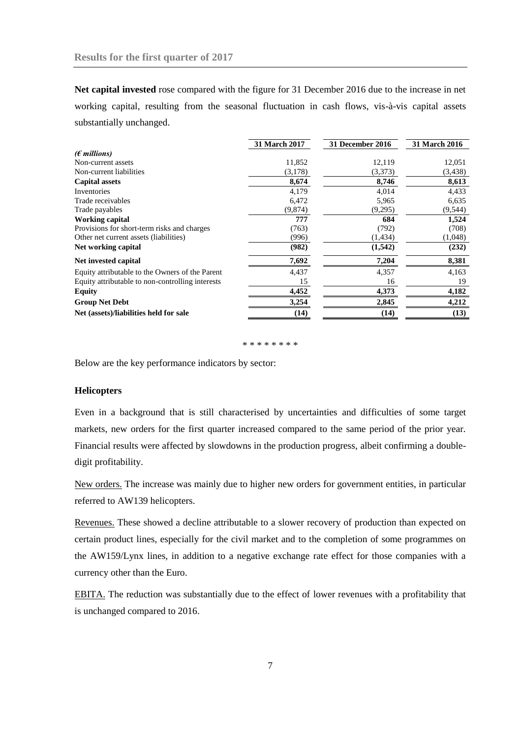**Net capital invested** rose compared with the figure for 31 December 2016 due to the increase in net working capital, resulting from the seasonal fluctuation in cash flows, vis-à-vis capital assets substantially unchanged.

| | 31 March 2017 | 31 December 2016 | 31 March 2016 |
|---|---|---|---|
| *(€ millions)* | | | |
| Non-current assets | 11,852 | 12,119 | 12,051 |
| Non-current liabilities | (3,178) | (3,373) | (3,438) |
| **Capital assets** | **8,674** | **8,746** | **8,613** |
| Inventories | 4,179 | 4,014 | 4,433 |
| Trade receivables | 6,472 | 5,965 | 6,635 |
| Trade payables | (9,874) | (9,295) | (9,544) |
| **Working capital** | **777** | **684** | **1,524** |
| Provisions for short-term risks and charges | (763) | (792) | (708) |
| Other net current assets (liabilities) | (996) | (1,434) | (1,048) |
| **Net working capital** | **(982)** | **(1,542)** | **(232)** |
| **Net invested capital** | **7,692** | **7,204** | **8,381** |
| Equity attributable to the Owners of the Parent | 4,437 | 4,357 | 4,163 |
| Equity attributable to non-controlling interests | 15 | 16 | 19 |
| **Equity** | **4,452** | **4,373** | **4,182** |
| **Group Net Debt** | **3,254** | **2,845** | **4,212** |
| **Net (assets)/liabilities held for sale** | **(14)** | **(14)** | **(13)** |

\* \* \* \* \* \* \* \*

Below are the key performance indicators by sector:

### Helicopters

Even in a background that is still characterised by uncertainties and difficulties of some target markets, new orders for the first quarter increased compared to the same period of the prior year. Financial results were affected by slowdowns in the production progress, albeit confirming a double-digit profitability.

New orders. The increase was mainly due to higher new orders for government entities, in particular referred to AW139 helicopters.

Revenues. These showed a decline attributable to a slower recovery of production than expected on certain product lines, especially for the civil market and to the completion of some programmes on the AW159/Lynx lines, in addition to a negative exchange rate effect for those companies with a currency other than the Euro.

EBITA. The reduction was substantially due to the effect of lower revenues with a profitability that is unchanged compared to 2016.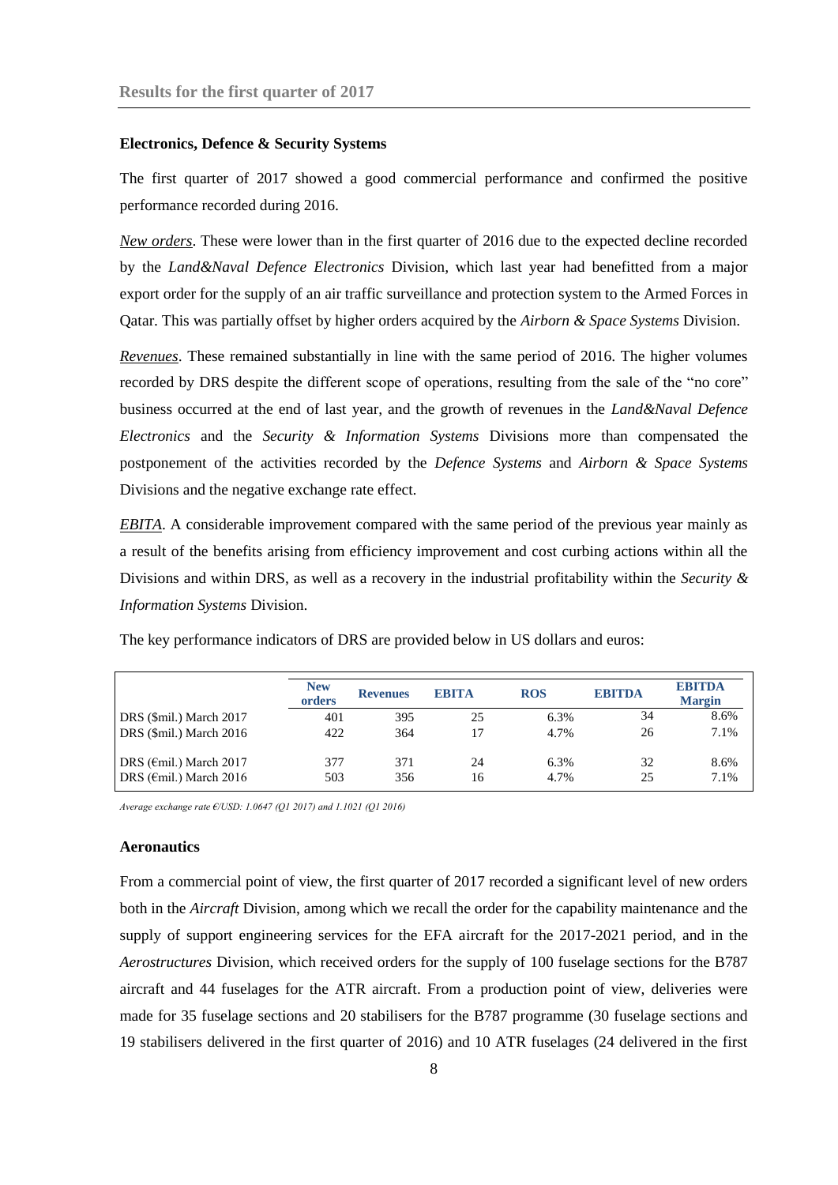### Electronics, Defence & Security Systems

The first quarter of 2017 showed a good commercial performance and confirmed the positive performance recorded during 2016.

*New orders*. These were lower than in the first quarter of 2016 due to the expected decline recorded by the *Land&Naval Defence Electronics* Division, which last year had benefitted from a major export order for the supply of an air traffic surveillance and protection system to the Armed Forces in Qatar. This was partially offset by higher orders acquired by the *Airborn & Space Systems* Division.

*Revenues*. These remained substantially in line with the same period of 2016. The higher volumes recorded by DRS despite the different scope of operations, resulting from the sale of the "no core" business occurred at the end of last year, and the growth of revenues in the *Land&Naval Defence Electronics* and the *Security & Information Systems* Divisions more than compensated the postponement of the activities recorded by the *Defence Systems* and *Airborn & Space Systems* Divisions and the negative exchange rate effect.

*EBITA*. A considerable improvement compared with the same period of the previous year mainly as a result of the benefits arising from efficiency improvement and cost curbing actions within all the Divisions and within DRS, as well as a recovery in the industrial profitability within the *Security & Information Systems* Division.

The key performance indicators of DRS are provided below in US dollars and euros:

| | New orders | Revenues | EBITA | ROS | EBITDA | EBITDA Margin |
|---|---|---|---|---|---|---|
| DRS ($mil.) March 2017 | 401 | 395 | 25 | 6.3% | 34 | 8.6% |
| DRS ($mil.) March 2016 | 422 | 364 | 17 | 4.7% | 26 | 7.1% |
| DRS (€mil.) March 2017 | 377 | 371 | 24 | 6.3% | 32 | 8.6% |
| DRS (€mil.) March 2016 | 503 | 356 | 16 | 4.7% | 25 | 7.1% |

*Average exchange rate €/USD: 1.0647 (Q1 2017) and 1.1021 (Q1 2016)*

### Aeronautics

From a commercial point of view, the first quarter of 2017 recorded a significant level of new orders both in the *Aircraft* Division, among which we recall the order for the capability maintenance and the supply of support engineering services for the EFA aircraft for the 2017-2021 period, and in the *Aerostructures* Division, which received orders for the supply of 100 fuselage sections for the B787 aircraft and 44 fuselages for the ATR aircraft. From a production point of view, deliveries were made for 35 fuselage sections and 20 stabilisers for the B787 programme (30 fuselage sections and 19 stabilisers delivered in the first quarter of 2016) and 10 ATR fuselages (24 delivered in the first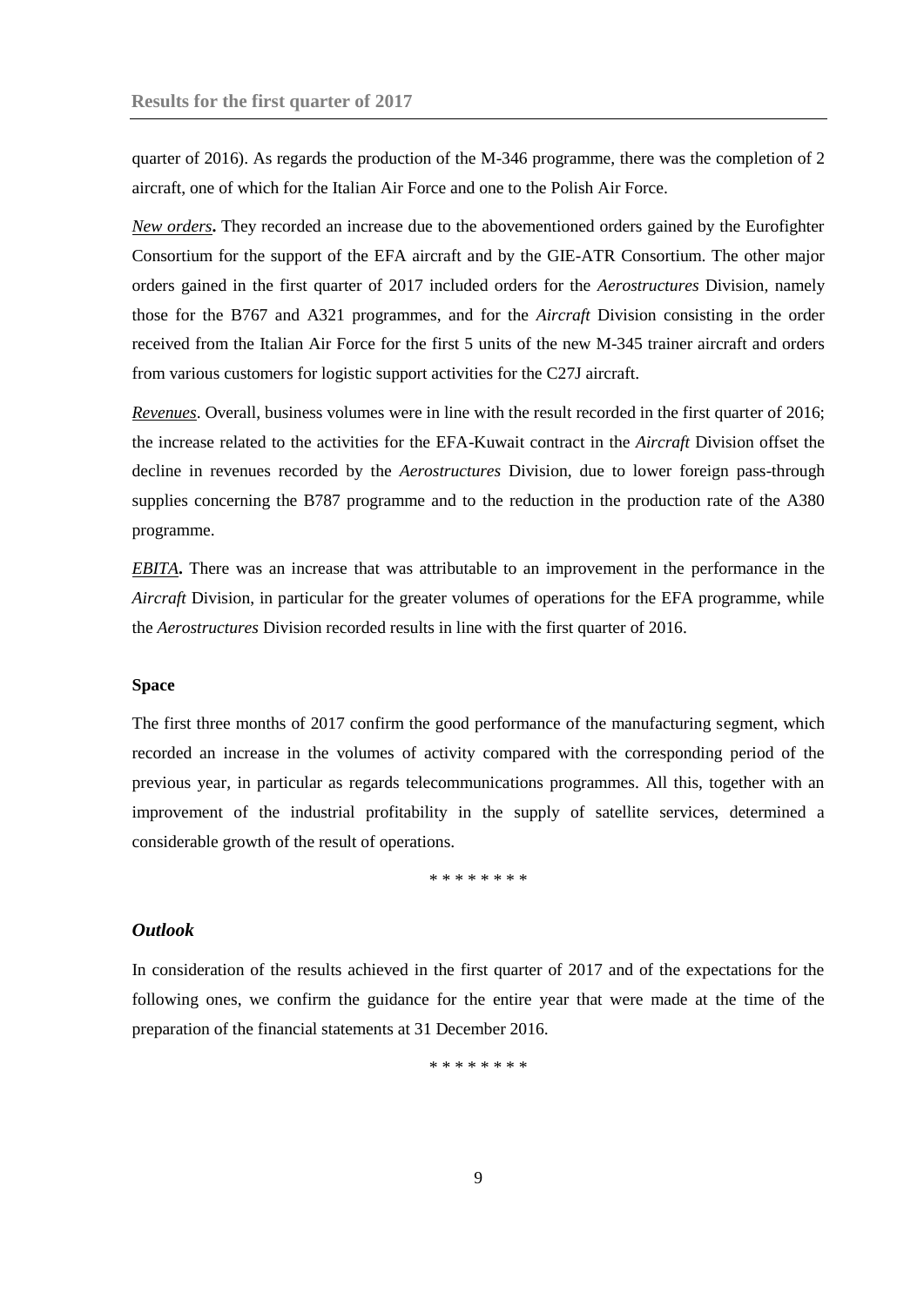quarter of 2016). As regards the production of the M-346 programme, there was the completion of 2 aircraft, one of which for the Italian Air Force and one to the Polish Air Force.

***New orders*****.** They recorded an increase due to the abovementioned orders gained by the Eurofighter Consortium for the support of the EFA aircraft and by the GIE-ATR Consortium. The other major orders gained in the first quarter of 2017 included orders for the *Aerostructures* Division, namely those for the B767 and A321 programmes, and for the *Aircraft* Division consisting in the order received from the Italian Air Force for the first 5 units of the new M-345 trainer aircraft and orders from various customers for logistic support activities for the C27J aircraft.

*Revenues*. Overall, business volumes were in line with the result recorded in the first quarter of 2016; the increase related to the activities for the EFA-Kuwait contract in the *Aircraft* Division offset the decline in revenues recorded by the *Aerostructures* Division, due to lower foreign pass-through supplies concerning the B787 programme and to the reduction in the production rate of the A380 programme.

***EBITA*****.** There was an increase that was attributable to an improvement in the performance in the *Aircraft* Division, in particular for the greater volumes of operations for the EFA programme, while the *Aerostructures* Division recorded results in line with the first quarter of 2016.

**Space**

The first three months of 2017 confirm the good performance of the manufacturing segment, which recorded an increase in the volumes of activity compared with the corresponding period of the previous year, in particular as regards telecommunications programmes. All this, together with an improvement of the industrial profitability in the supply of satellite services, determined a considerable growth of the result of operations.

\* \* \* \* \* \* \* \*

### *Outlook*

In consideration of the results achieved in the first quarter of 2017 and of the expectations for the following ones, we confirm the guidance for the entire year that were made at the time of the preparation of the financial statements at 31 December 2016.

\* \* \* \* \* \* \* \*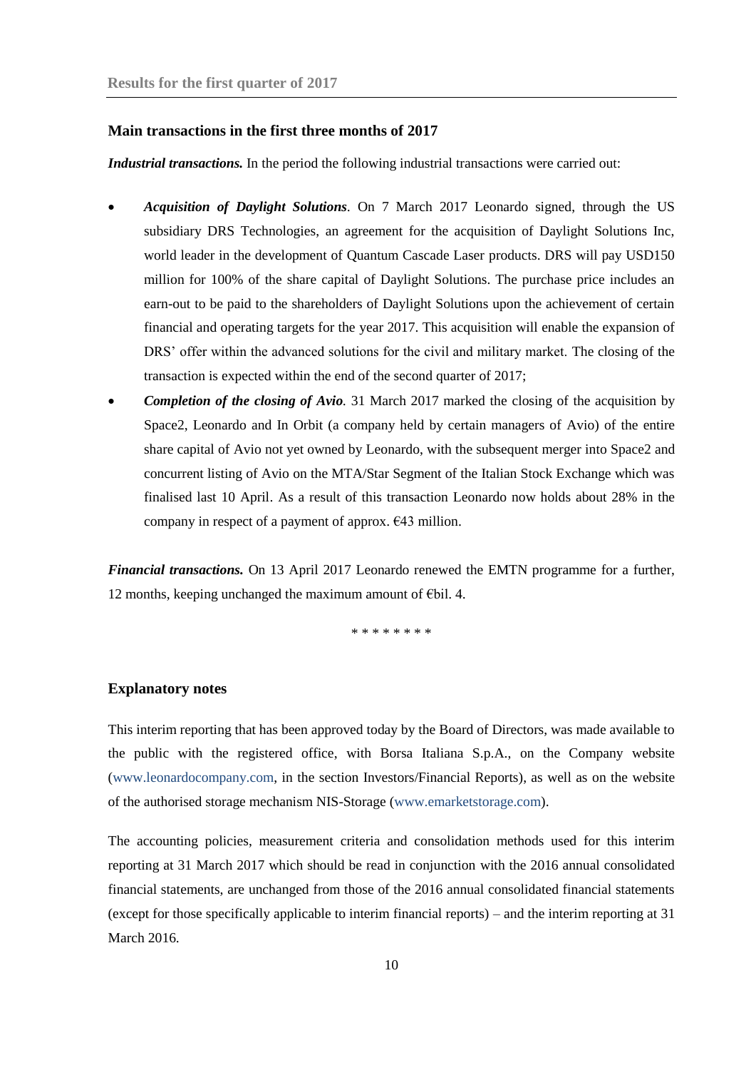## Main transactions in the first three months of 2017

***Industrial transactions.*** In the period the following industrial transactions were carried out:

- ***Acquisition of Daylight Solutions***. On 7 March 2017 Leonardo signed, through the US subsidiary DRS Technologies, an agreement for the acquisition of Daylight Solutions Inc, world leader in the development of Quantum Cascade Laser products. DRS will pay USD150 million for 100% of the share capital of Daylight Solutions. The purchase price includes an earn-out to be paid to the shareholders of Daylight Solutions upon the achievement of certain financial and operating targets for the year 2017. This acquisition will enable the expansion of DRS' offer within the advanced solutions for the civil and military market. The closing of the transaction is expected within the end of the second quarter of 2017;
- ***Completion of the closing of Avio***. 31 March 2017 marked the closing of the acquisition by Space2, Leonardo and In Orbit (a company held by certain managers of Avio) of the entire share capital of Avio not yet owned by Leonardo, with the subsequent merger into Space2 and concurrent listing of Avio on the MTA/Star Segment of the Italian Stock Exchange which was finalised last 10 April. As a result of this transaction Leonardo now holds about 28% in the company in respect of a payment of approx. €43 million.

***Financial transactions.*** On 13 April 2017 Leonardo renewed the EMTN programme for a further, 12 months, keeping unchanged the maximum amount of €bil. 4.

\* \* \* \* \* \* \* \*

## Explanatory notes

This interim reporting that has been approved today by the Board of Directors, was made available to the public with the registered office, with Borsa Italiana S.p.A., on the Company website (www.leonardocompany.com, in the section Investors/Financial Reports), as well as on the website of the authorised storage mechanism NIS-Storage (www.emarketstorage.com).

The accounting policies, measurement criteria and consolidation methods used for this interim reporting at 31 March 2017 which should be read in conjunction with the 2016 annual consolidated financial statements, are unchanged from those of the 2016 annual consolidated financial statements (except for those specifically applicable to interim financial reports) – and the interim reporting at 31 March 2016.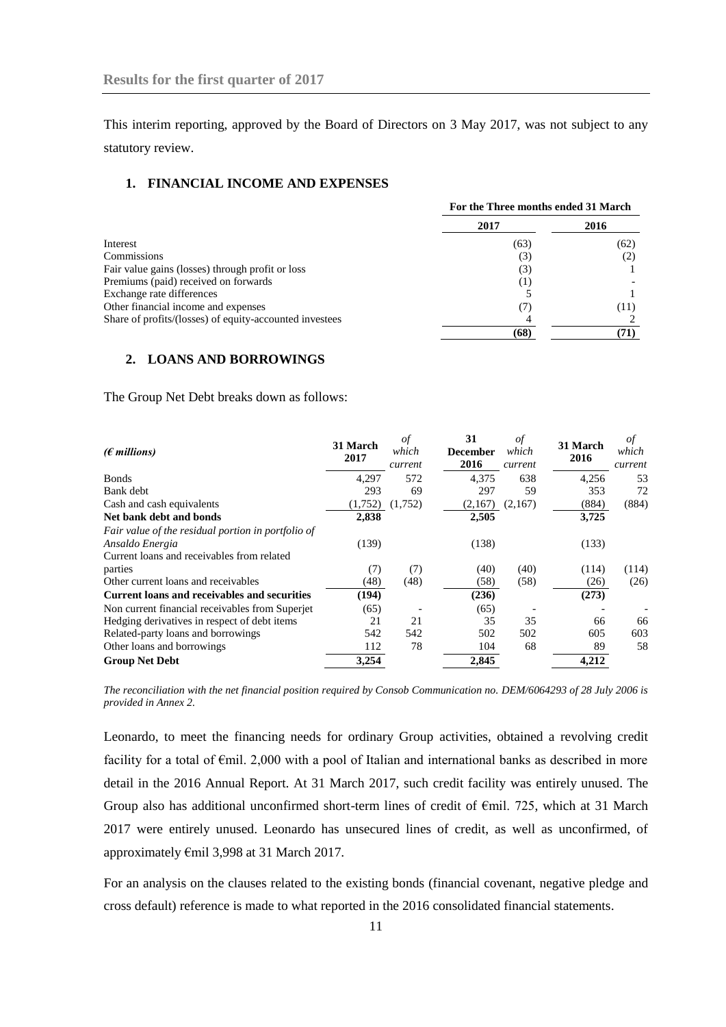This interim reporting, approved by the Board of Directors on 3 May 2017, was not subject to any statutory review.

## 1. FINANCIAL INCOME AND EXPENSES

| | For the Three months ended 31 March | |
|---|---|---|
| | **2017** | **2016** |
| Interest | (63) | (62) |
| Commissions | (3) | (2) |
| Fair value gains (losses) through profit or loss | (3) | 1 |
| Premiums (paid) received on forwards | (1) | - |
| Exchange rate differences | 5 | 1 |
| Other financial income and expenses | (7) | (11) |
| Share of profits/(losses) of equity-accounted investees | 4 | 2 |
| | **(68)** | **(71)** |

## 2. LOANS AND BORROWINGS

The Group Net Debt breaks down as follows:

| *(€ millions)* | 31 March 2017 | *of which current* | 31 December 2016 | *of which current* | 31 March 2016 | *of which current* |
|---|---|---|---|---|---|---|
| Bonds | 4,297 | 572 | 4,375 | 638 | 4,256 | 53 |
| Bank debt | 293 | 69 | 297 | 59 | 353 | 72 |
| Cash and cash equivalents | (1,752) | (1,752) | (2,167) | (2,167) | (884) | (884) |
| **Net bank debt and bonds** | **2,838** | | **2,505** | | **3,725** | |
| *Fair value of the residual portion in portfolio of Ansaldo Energia* | (139) | | (138) | | (133) | |
| Current loans and receivables from related parties | (7) | (7) | (40) | (40) | (114) | (114) |
| Other current loans and receivables | (48) | (48) | (58) | (58) | (26) | (26) |
| **Current loans and receivables and securities** | **(194)** | | **(236)** | | **(273)** | |
| Non current financial receivables from Superjet | (65) | - | (65) | - | - | - |
| Hedging derivatives in respect of debt items | 21 | 21 | 35 | 35 | 66 | 66 |
| Related-party loans and borrowings | 542 | 542 | 502 | 502 | 605 | 603 |
| Other loans and borrowings | 112 | 78 | 104 | 68 | 89 | 58 |
| **Group Net Debt** | **3,254** | | **2,845** | | **4,212** | |

*The reconciliation with the net financial position required by Consob Communication no. DEM/6064293 of 28 July 2006 is provided in Annex 2.*

Leonardo, to meet the financing needs for ordinary Group activities, obtained a revolving credit facility for a total of €mil. 2,000 with a pool of Italian and international banks as described in more detail in the 2016 Annual Report. At 31 March 2017, such credit facility was entirely unused. The Group also has additional unconfirmed short-term lines of credit of €mil. 725, which at 31 March 2017 were entirely unused. Leonardo has unsecured lines of credit, as well as unconfirmed, of approximately €mil 3,998 at 31 March 2017.

For an analysis on the clauses related to the existing bonds (financial covenant, negative pledge and cross default) reference is made to what reported in the 2016 consolidated financial statements.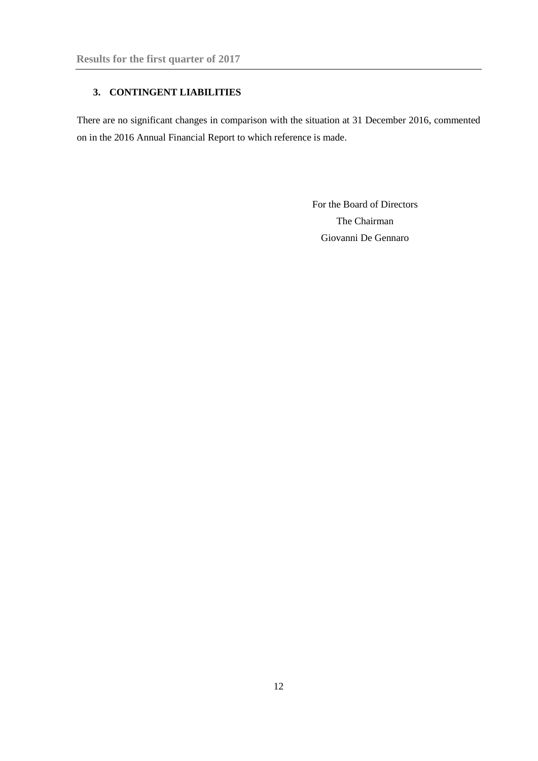## 3. CONTINGENT LIABILITIES

There are no significant changes in comparison with the situation at 31 December 2016, commented on in the 2016 Annual Financial Report to which reference is made.

For the Board of Directors
The Chairman
Giovanni De Gennaro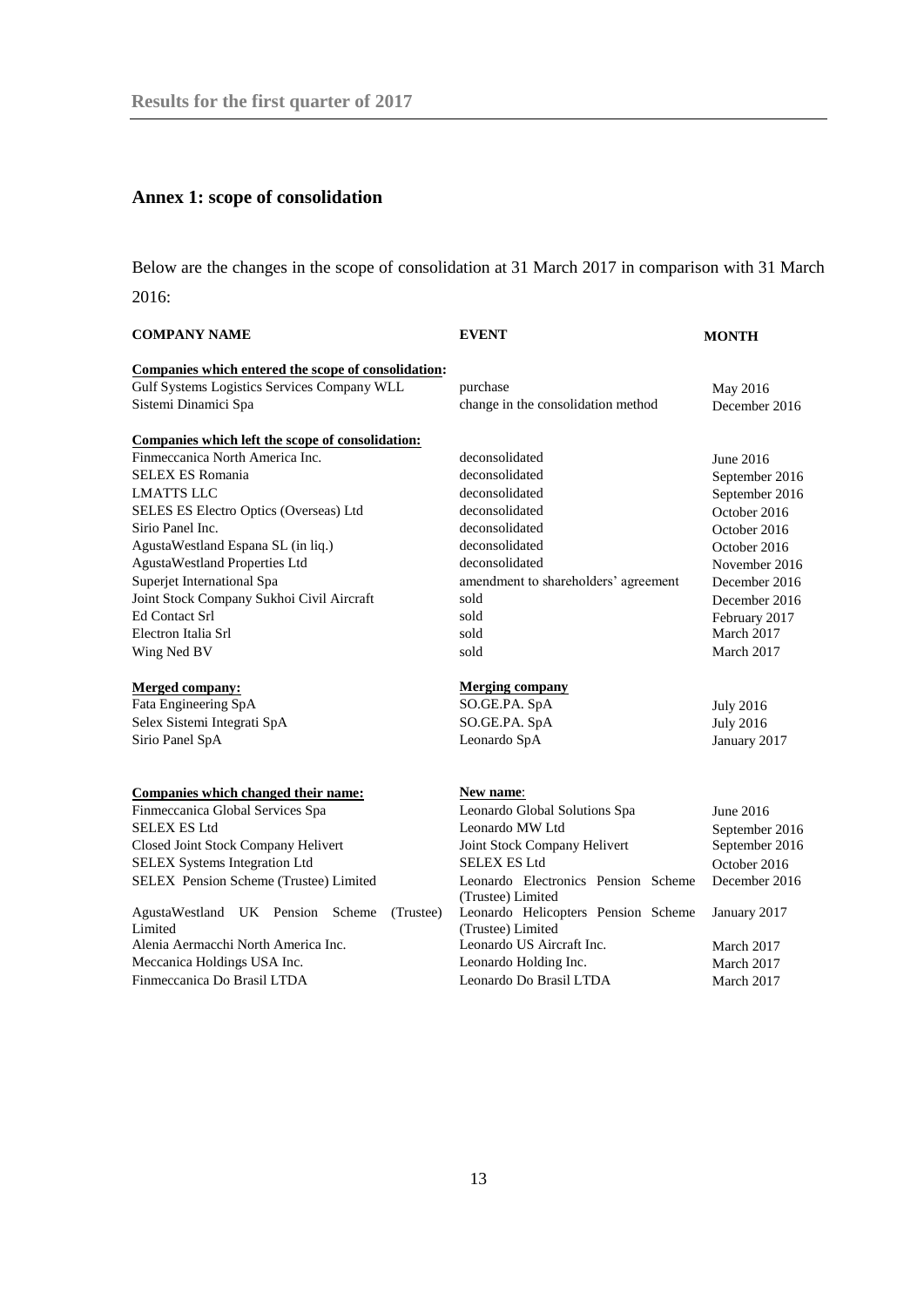## Annex 1: scope of consolidation

Below are the changes in the scope of consolidation at 31 March 2017 in comparison with 31 March 2016:

| COMPANY NAME | EVENT | MONTH |
|---|---|---|
| **Companies which entered the scope of consolidation:** | | |
| Gulf Systems Logistics Services Company WLL | purchase | May 2016 |
| Sistemi Dinamici Spa | change in the consolidation method | December 2016 |
| **Companies which left the scope of consolidation:** | | |
| Finmeccanica North America Inc. | deconsolidated | June 2016 |
| SELEX ES Romania | deconsolidated | September 2016 |
| LMATTS LLC | deconsolidated | September 2016 |
| SELES ES Electro Optics (Overseas) Ltd | deconsolidated | October 2016 |
| Sirio Panel Inc. | deconsolidated | October 2016 |
| AgustaWestland Espana SL (in liq.) | deconsolidated | October 2016 |
| AgustaWestland Properties Ltd | deconsolidated | November 2016 |
| Superjet International Spa | amendment to shareholders' agreement | December 2016 |
| Joint Stock Company Sukhoi Civil Aircraft | sold | December 2016 |
| Ed Contact Srl | sold | February 2017 |
| Electron Italia Srl | sold | March 2017 |
| Wing Ned BV | sold | March 2017 |
| **Merged company:** | **Merging company** | |
| Fata Engineering SpA | SO.GE.PA. SpA | July 2016 |
| Selex Sistemi Integrati SpA | SO.GE.PA. SpA | July 2016 |
| Sirio Panel SpA | Leonardo SpA | January 2017 |
| **Companies which changed their name:** | **New name:** | |
| Finmeccanica Global Services Spa | Leonardo Global Solutions Spa | June 2016 |
| SELEX ES Ltd | Leonardo MW Ltd | September 2016 |
| Closed Joint Stock Company Helivert | Joint Stock Company Helivert | September 2016 |
| SELEX Systems Integration Ltd | SELEX ES Ltd | October 2016 |
| SELEX Pension Scheme (Trustee) Limited | Leonardo Electronics Pension Scheme (Trustee) Limited | December 2016 |
| AgustaWestland UK Pension Scheme (Trustee) Limited | Leonardo Helicopters Pension Scheme (Trustee) Limited | January 2017 |
| Alenia Aermacchi North America Inc. | Leonardo US Aircraft Inc. | March 2017 |
| Meccanica Holdings USA Inc. | Leonardo Holding Inc. | March 2017 |
| Finmeccanica Do Brasil LTDA | Leonardo Do Brasil LTDA | March 2017 |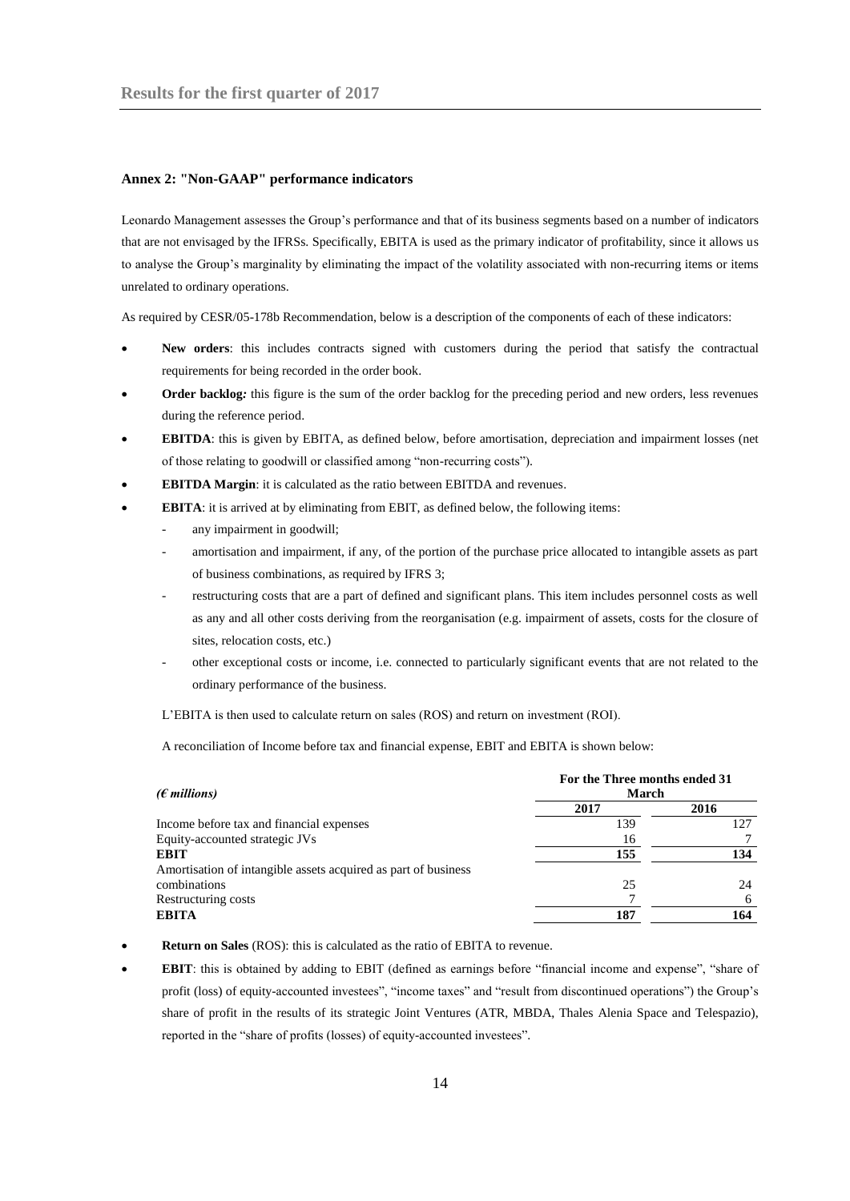### Annex 2: "Non-GAAP" performance indicators

Leonardo Management assesses the Group's performance and that of its business segments based on a number of indicators that are not envisaged by the IFRSs. Specifically, EBITA is used as the primary indicator of profitability, since it allows us to analyse the Group's marginality by eliminating the impact of the volatility associated with non-recurring items or items unrelated to ordinary operations.

As required by CESR/05-178b Recommendation, below is a description of the components of each of these indicators:

- **New orders**: this includes contracts signed with customers during the period that satisfy the contractual requirements for being recorded in the order book.
- **Order backlog***:* this figure is the sum of the order backlog for the preceding period and new orders, less revenues during the reference period.
- **EBITDA**: this is given by EBITA, as defined below, before amortisation, depreciation and impairment losses (net of those relating to goodwill or classified among "non-recurring costs").
- **EBITDA Margin**: it is calculated as the ratio between EBITDA and revenues.
- **EBITA**: it is arrived at by eliminating from EBIT, as defined below, the following items:
  - any impairment in goodwill;
  - amortisation and impairment, if any, of the portion of the purchase price allocated to intangible assets as part of business combinations, as required by IFRS 3;
  - restructuring costs that are a part of defined and significant plans. This item includes personnel costs as well as any and all other costs deriving from the reorganisation (e.g. impairment of assets, costs for the closure of sites, relocation costs, etc.)
  - other exceptional costs or income, i.e. connected to particularly significant events that are not related to the ordinary performance of the business.

  L'EBITA is then used to calculate return on sales (ROS) and return on investment (ROI).

  A reconciliation of Income before tax and financial expense, EBIT and EBITA is shown below:

| *(€ millions)* | For the Three months ended 31 March | |
|---|---|---|
| | **2017** | **2016** |
| Income before tax and financial expenses | 139 | 127 |
| Equity-accounted strategic JVs | 16 | 7 |
| **EBIT** | **155** | **134** |
| Amortisation of intangible assets acquired as part of business combinations | 25 | 24 |
| Restructuring costs | 7 | 6 |
| **EBITA** | **187** | **164** |

- **Return on Sales** (ROS): this is calculated as the ratio of EBITA to revenue.
- **EBIT**: this is obtained by adding to EBIT (defined as earnings before "financial income and expense", "share of profit (loss) of equity-accounted investees", "income taxes" and "result from discontinued operations") the Group's share of profit in the results of its strategic Joint Ventures (ATR, MBDA, Thales Alenia Space and Telespazio), reported in the "share of profits (losses) of equity-accounted investees".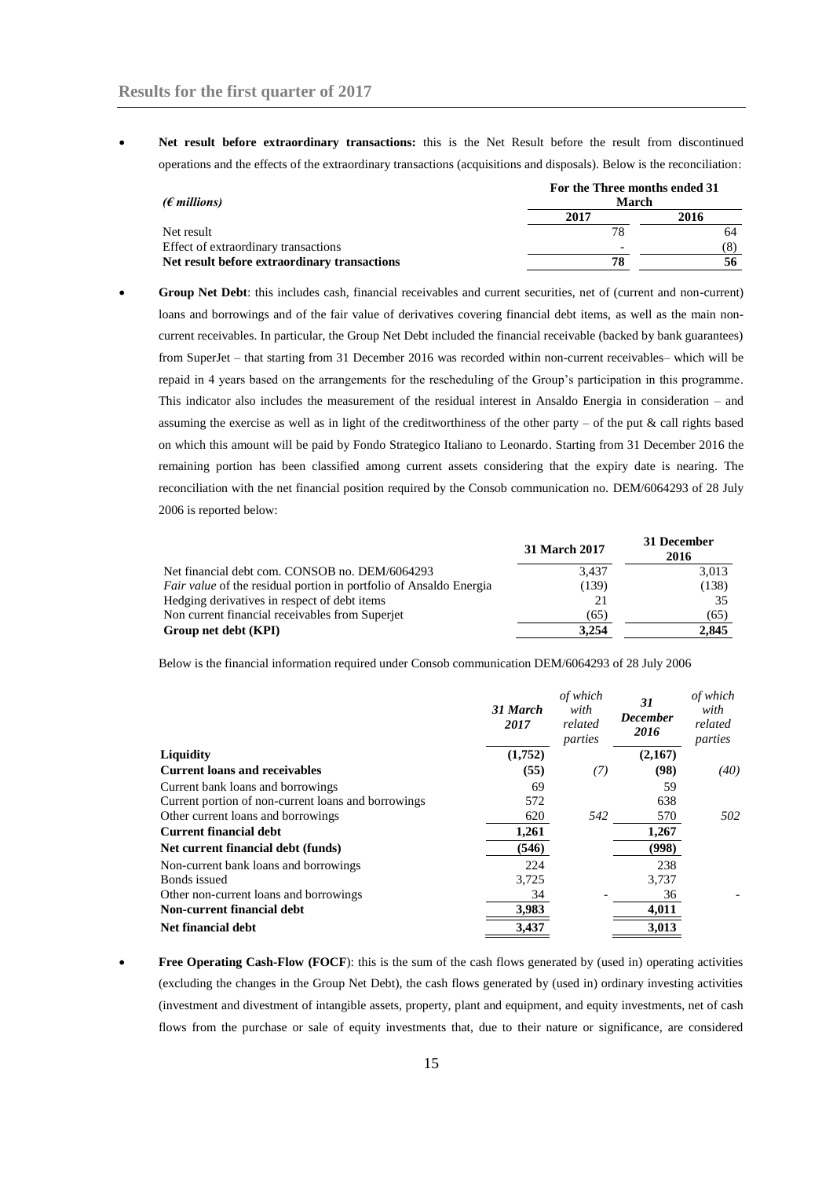- **Net result before extraordinary transactions:** this is the Net Result before the result from discontinued operations and the effects of the extraordinary transactions (acquisitions and disposals). Below is the reconciliation:

| *(€ millions)* | For the Three months ended 31 March | |
|---|---|---|
| | 2017 | 2016 |
| Net result | 78 | 64 |
| Effect of extraordinary transactions | - | (8) |
| **Net result before extraordinary transactions** | **78** | **56** |

- **Group Net Debt**: this includes cash, financial receivables and current securities, net of (current and non-current) loans and borrowings and of the fair value of derivatives covering financial debt items, as well as the main non-current receivables. In particular, the Group Net Debt included the financial receivable (backed by bank guarantees) from SuperJet – that starting from 31 December 2016 was recorded within non-current receivables– which will be repaid in 4 years based on the arrangements for the rescheduling of the Group's participation in this programme. This indicator also includes the measurement of the residual interest in Ansaldo Energia in consideration – and assuming the exercise as well as in light of the creditworthiness of the other party – of the put & call rights based on which this amount will be paid by Fondo Strategico Italiano to Leonardo. Starting from 31 December 2016 the remaining portion has been classified among current assets considering that the expiry date is nearing. The reconciliation with the net financial position required by the Consob communication no. DEM/6064293 of 28 July 2006 is reported below:

| | 31 March 2017 | 31 December 2016 |
|---|---|---|
| Net financial debt com. CONSOB no. DEM/6064293 | 3,437 | 3,013 |
| *Fair value* of the residual portion in portfolio of Ansaldo Energia | (139) | (138) |
| Hedging derivatives in respect of debt items | 21 | 35 |
| Non current financial receivables from Superjet | (65) | (65) |
| **Group net debt (KPI)** | **3,254** | **2,845** |

Below is the financial information required under Consob communication DEM/6064293 of 28 July 2006

| | *31 March 2017* | *of which with related parties* | *31 December 2016* | *of which with related parties* |
|---|---|---|---|---|
| **Liquidity** | **(1,752)** | | **(2,167)** | |
| **Current loans and receivables** | **(55)** | *(7)* | **(98)** | *(40)* |
| Current bank loans and borrowings | 69 | | 59 | |
| Current portion of non-current loans and borrowings | 572 | | 638 | |
| Other current loans and borrowings | 620 | *542* | 570 | *502* |
| **Current financial debt** | **1,261** | | **1,267** | |
| **Net current financial debt (funds)** | **(546)** | | **(998)** | |
| Non-current bank loans and borrowings | 224 | | 238 | |
| Bonds issued | 3,725 | | 3,737 | |
| Other non-current loans and borrowings | 34 | - | 36 | - |
| **Non-current financial debt** | **3,983** | | **4,011** | |
| **Net financial debt** | **3,437** | | **3,013** | |

- **Free Operating Cash-Flow (FOCF**): this is the sum of the cash flows generated by (used in) operating activities (excluding the changes in the Group Net Debt), the cash flows generated by (used in) ordinary investing activities (investment and divestment of intangible assets, property, plant and equipment, and equity investments, net of cash flows from the purchase or sale of equity investments that, due to their nature or significance, are considered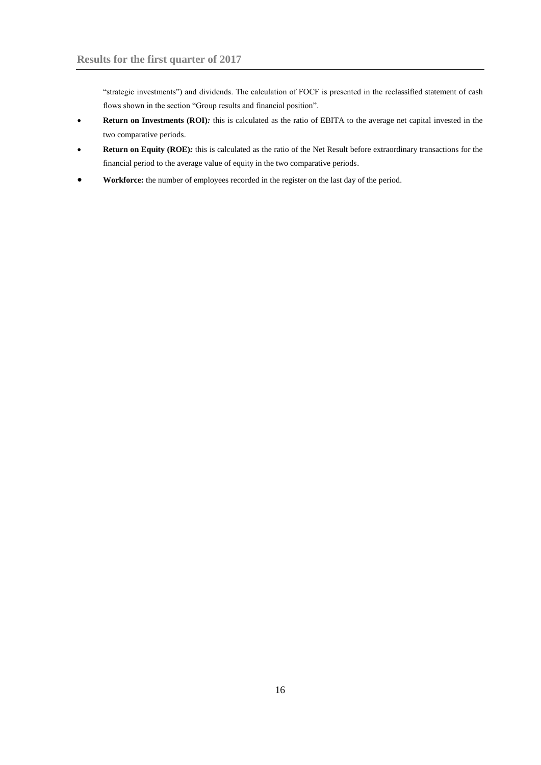"strategic investments") and dividends. The calculation of FOCF is presented in the reclassified statement of cash flows shown in the section "Group results and financial position".

- **Return on Investments (ROI)***:* this is calculated as the ratio of EBITA to the average net capital invested in the two comparative periods.
- **Return on Equity (ROE)***:* this is calculated as the ratio of the Net Result before extraordinary transactions for the financial period to the average value of equity in the two comparative periods.
- **Workforce:** the number of employees recorded in the register on the last day of the period.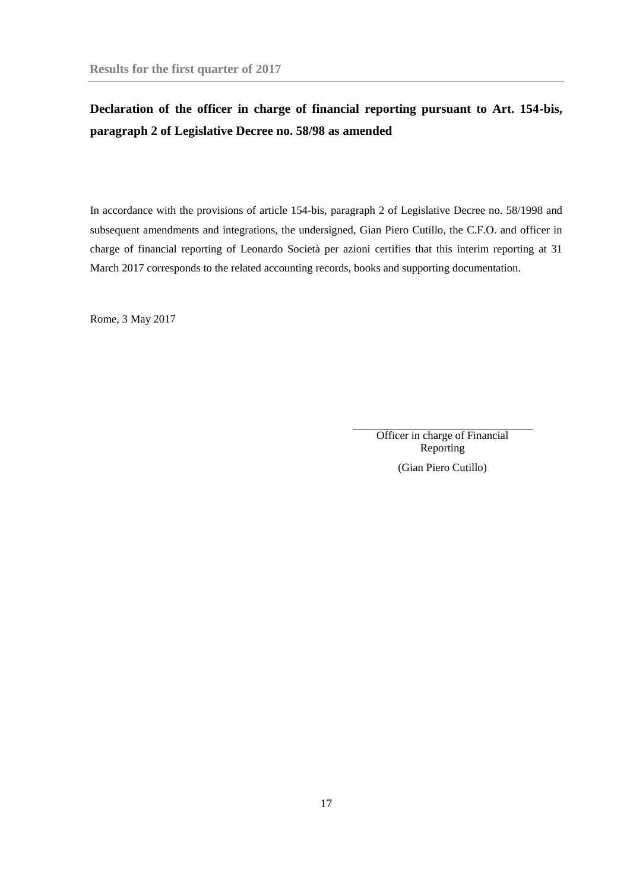## Declaration of the officer in charge of financial reporting pursuant to Art. 154-bis, paragraph 2 of Legislative Decree no. 58/98 as amended

In accordance with the provisions of article 154-bis, paragraph 2 of Legislative Decree no. 58/1998 and subsequent amendments and integrations, the undersigned, Gian Piero Cutillo, the C.F.O. and officer in charge of financial reporting of Leonardo Società per azioni certifies that this interim reporting at 31 March 2017 corresponds to the related accounting records, books and supporting documentation.

Rome, 3 May 2017

Officer in charge of Financial Reporting

(Gian Piero Cutillo)